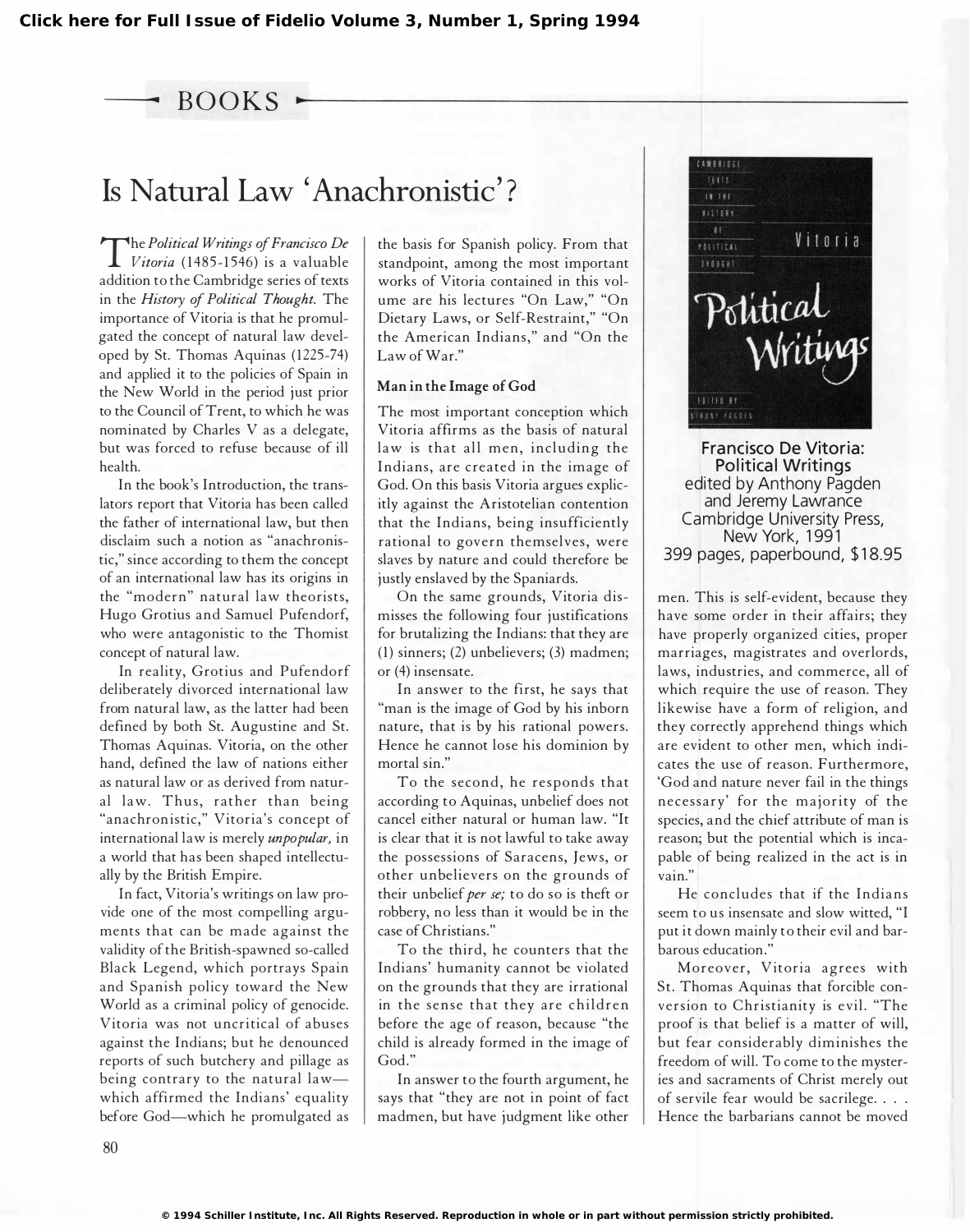Click here for Full Issue of Fidelio Volume 3, Number 1, Spring 1994

BOOKS

# Is Natural Law 'Anachronistic'?

The *Political Writings of Francisco De Vitoria* (1485-1546) is a valuable addition to the Cambridge series of texts in the *History of Political Thought.* The importance of Vitoria is that he promulgated the concept of natural law developed by St. Thomas Aquinas (1225-74) and applied it to the policies of Spain in the New World in the period just prior to the Council of Trent, to which he was nominated by Charles V as a delegate, but was forced to refuse because of ill health.

In the book's Introduction, the translators report that Vitoria has been called the father of international law, but then disclaim such a notion as "anachronistic," since according to them the concept of an international law has its origins in the "modern" natural law theorists, Hugo Grotius and Samuel Pufendorf, who were antagonistic to the Thomist concept of natural law.

In reality, Grotius and Pufendorf deliberately divorced international law from natural law, as the latter had been defined by both St. Augustine and St. Thomas Aquinas. Vitoria, on the other hand, defined the law of nations either as natural law or as derived from natural law. Thus, rather than being "anachronistic," Vitoria's concept of international law is merely *unpopular,* in a world that has been shaped intellectually by the British Empire.

In fact, Vitoria's writings on law provide one of the most compelling arguments that can be made against the validity of the British-spawned so-called Black Legend, which portrays Spain and Spanish policy toward the New World as a criminal policy of genocide. Vitoria was not uncritical of abuses against the Indians; but he denounced reports of such butchery and pillage as being contrary to the natural law—which affirmed the Indians' equality before God—which he promulgated as the basis for Spanish policy. From that standpoint, among the most important works of Vitoria contained in this volume are his lectures "On Law," "On Dietary Laws, or Self-Restraint," "On the American Indians," and "On the Law of War."

### Man in the Image of God

The most important conception which Vitoria affirms as the basis of natural law is that all men, including the Indians, are created in the image of God. On this basis Vitoria argues explicitly against the Aristotelian contention that the Indians, being insufficiently rational to govern themselves, were slaves by nature and could therefore be justly enslaved by the Spaniards.

On the same grounds, Vitoria dismisses the following four justifications for brutalizing the Indians: that they are (1) sinners; (2) unbelievers; (3) madmen; or (4) insensate.

In answer to the first, he says that "man is the image of God by his inborn nature, that is by his rational powers. Hence he cannot lose his dominion by mortal sin."

To the second, he responds that according to Aquinas, unbelief does not cancel either natural or human law. "It is clear that it is not lawful to take away the possessions of Saracens, Jews, or other unbelievers on the grounds of their unbelief *per se;* to do so is theft or robbery, no less than it would be in the case of Christians."

To the third, he counters that the Indians' humanity cannot be violated on the grounds that they are irrational in the sense that they are children before the age of reason, because "the child is already formed in the image of God."

In answer to the fourth argument, he says that "they are not in point of fact madmen, but have judgment like other men. This is self-evident, because they have some order in their affairs; they have properly organized cities, proper marriages, magistrates and overlords, laws, industries, and commerce, all of which require the use of reason. They likewise have a form of religion, and they correctly apprehend things which are evident to other men, which indicates the use of reason. Furthermore, 'God and nature never fail in the things necessary' for the majority of the species, and the chief attribute of man is reason; but the potential which is incapable of being realized in the act is in vain."

He concludes that if the Indians seem to us insensate and slow witted, "I put it down mainly to their evil and barbarous education."

Moreover, Vitoria agrees with St. Thomas Aquinas that forcible conversion to Christianity is evil. "The proof is that belief is a matter of will, but fear considerably diminishes the freedom of will. To come to the mysteries and sacraments of Christ merely out of servile fear would be sacrilege. . . . Hence the barbarians cannot be moved

**Francisco De Vitoria: Political Writings**
edited by Anthony Pagden and Jeremy Lawrance
Cambridge University Press, New York, 1991
399 pages, paperbound, $18.95

© 1994 Schiller Institute, Inc. All Rights Reserved. Reproduction in whole or in part without permission strictly prohibited.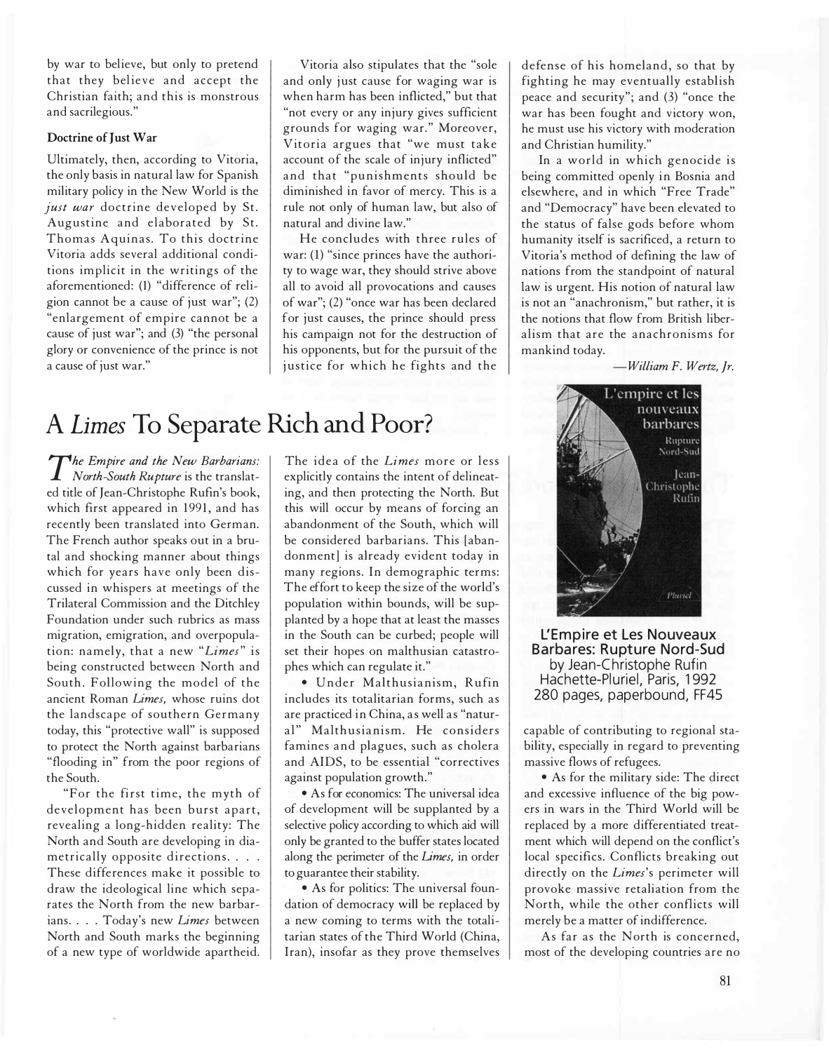by war to believe, but only to pretend that they believe and accept the Christian faith; and this is monstrous and sacrilegious."

**Doctrine of Just War**

Ultimately, then, according to Vitoria, the only basis in natural law for Spanish military policy in the New World is the *just war* doctrine developed by St. Augustine and elaborated by St. Thomas Aquinas. To this doctrine Vitoria adds several additional conditions implicit in the writings of the aforementioned: (1) "difference of religion cannot be a cause of just war"; (2) "enlargement of empire cannot be a cause of just war"; and (3) "the personal glory or convenience of the prince is not a cause of just war."

Vitoria also stipulates that the "sole and only just cause for waging war is when harm has been inflicted," but that "not every or any injury gives sufficient grounds for waging war." Moreover, Vitoria argues that "we must take account of the scale of injury inflicted" and that "punishments should be diminished in favor of mercy. This is a rule not only of human law, but also of natural and divine law."

He concludes with three rules of war: (1) "since princes have the authority to wage war, they should strive above all to avoid all provocations and causes of war"; (2) "once war has been declared for just causes, the prince should press his campaign not for the destruction of his opponents, but for the pursuit of the justice for which he fights and the defense of his homeland, so that by fighting he may eventually establish peace and security"; and (3) "once the war has been fought and victory won, he must use his victory with moderation and Christian humility."

In a world in which genocide is being committed openly in Bosnia and elsewhere, and in which "Free Trade" and "Democracy" have been elevated to the status of false gods before whom humanity itself is sacrificed, a return to Vitoria's method of defining the law of nations from the standpoint of natural law is urgent. His notion of natural law is not an "anachronism," but rather, it is the notions that flow from British liberalism that are the anachronisms for mankind today.

—*William F. Wertz, Jr.*

# A *Limes* To Separate Rich and Poor?

*The Empire and the New Barbarians: North-South Rupture* is the translated title of Jean-Christophe Rufin's book, which first appeared in 1991, and has recently been translated into German. The French author speaks out in a brutal and shocking manner about things which for years have only been discussed in whispers at meetings of the Trilateral Commission and the Ditchley Foundation under such rubrics as mass migration, emigration, and overpopulation: namely, that a new "*Limes*" is being constructed between North and South. Following the model of the ancient Roman *Limes,* whose ruins dot the landscape of southern Germany today, this "protective wall" is supposed to protect the North against barbarians "flooding in" from the poor regions of the South.

"For the first time, the myth of development has been burst apart, revealing a long-hidden reality: The North and South are developing in diametrically opposite directions. . . . These differences make it possible to draw the ideological line which separates the North from the new barbarians. . . . Today's new *Limes* between North and South marks the beginning of a new type of worldwide apartheid. The idea of the *Limes* more or less explicitly contains the intent of delineating, and then protecting the North. But this will occur by means of forcing an abandonment of the South, which will be considered barbarians. This [abandonment] is already evident today in many regions. In demographic terms: The effort to keep the size of the world's population within bounds, will be supplanted by a hope that at least the masses in the South can be curbed; people will set their hopes on malthusian catastrophes which can regulate it."

- Under Malthusianism, Rufin includes its totalitarian forms, such as are practiced in China, as well as "natural" Malthusianism. He considers famines and plagues, such as cholera and AIDS, to be essential "correctives against population growth."
- As for economics: The universal idea of development will be supplanted by a selective policy according to which aid will only be granted to the buffer states located along the perimeter of the *Limes,* in order to guarantee their stability.
- As for politics: The universal foundation of democracy will be replaced by a new coming to terms with the totalitarian states of the Third World (China, Iran), insofar as they prove themselves capable of contributing to regional stability, especially in regard to preventing massive flows of refugees.
- As for the military side: The direct and excessive influence of the big powers in wars in the Third World will be replaced by a more differentiated treatment which will depend on the conflict's local specifics. Conflicts breaking out directly on the *Limes*'s perimeter will provoke massive retaliation from the North, while the other conflicts will merely be a matter of indifference.

**L'Empire et Les Nouveaux Barbares: Rupture Nord-Sud**
by Jean-Christophe Rufin
Hachette-Pluriel, Paris, 1992
280 pages, paperbound, FF45

As far as the North is concerned, most of the developing countries are no